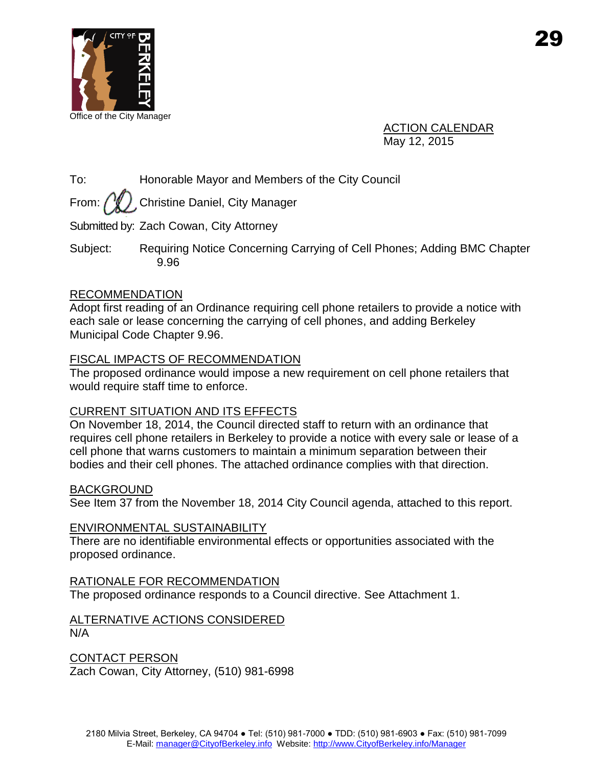Office of the City Manager

ACTION CALENDAR
May 12, 2015

To: Honorable Mayor and Members of the City Council

From: Christine Daniel, City Manager

Submitted by: Zach Cowan, City Attorney

Subject: Requiring Notice Concerning Carrying of Cell Phones; Adding BMC Chapter 9.96

## RECOMMENDATION

Adopt first reading of an Ordinance requiring cell phone retailers to provide a notice with each sale or lease concerning the carrying of cell phones, and adding Berkeley Municipal Code Chapter 9.96.

## FISCAL IMPACTS OF RECOMMENDATION

The proposed ordinance would impose a new requirement on cell phone retailers that would require staff time to enforce.

## CURRENT SITUATION AND ITS EFFECTS

On November 18, 2014, the Council directed staff to return with an ordinance that requires cell phone retailers in Berkeley to provide a notice with every sale or lease of a cell phone that warns customers to maintain a minimum separation between their bodies and their cell phones. The attached ordinance complies with that direction.

## BACKGROUND

See Item 37 from the November 18, 2014 City Council agenda, attached to this report.

## ENVIRONMENTAL SUSTAINABILITY

There are no identifiable environmental effects or opportunities associated with the proposed ordinance.

## RATIONALE FOR RECOMMENDATION

The proposed ordinance responds to a Council directive. See Attachment 1.

## ALTERNATIVE ACTIONS CONSIDERED

N/A

## CONTACT PERSON

Zach Cowan, City Attorney, (510) 981-6998

2180 Milvia Street, Berkeley, CA 94704 ● Tel: (510) 981-7000 ● TDD: (510) 981-6903 ● Fax: (510) 981-7099
E-Mail: manager@CityofBerkeley.info Website: http://www.CityofBerkeley.info/Manager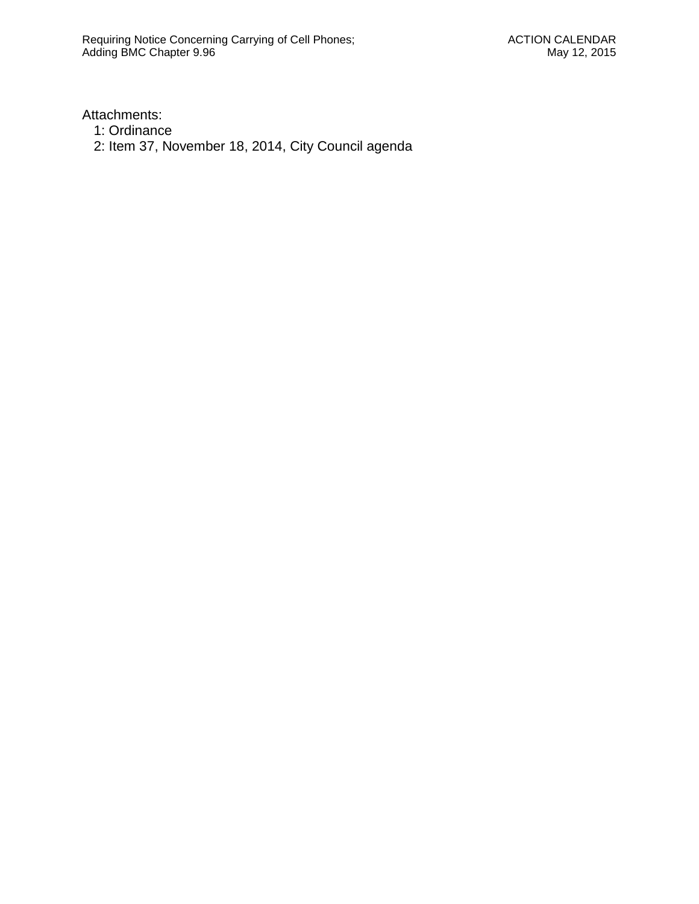Attachments:

1: Ordinance
2: Item 37, November 18, 2014, City Council agenda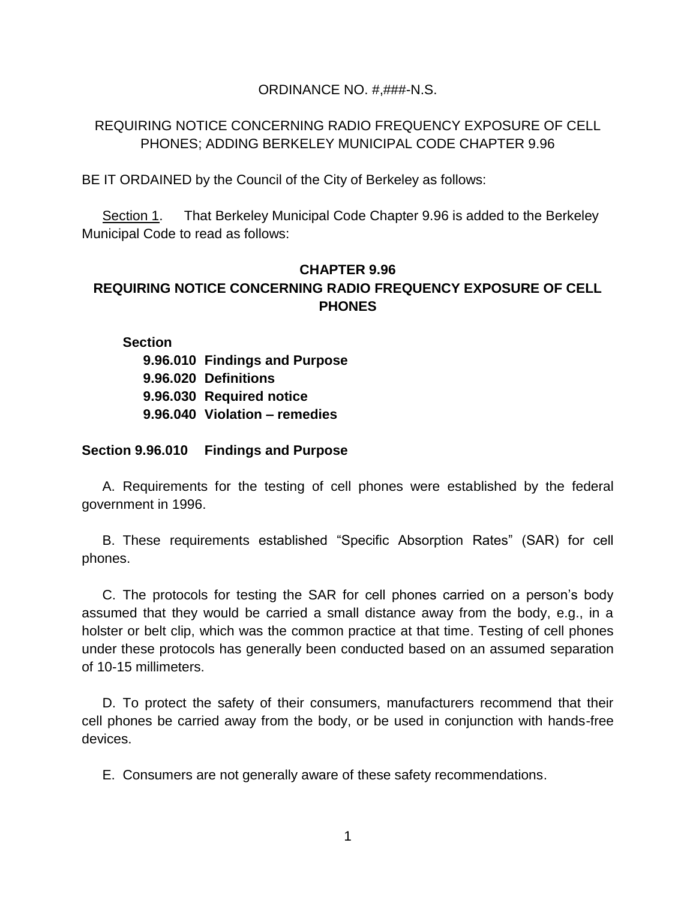ORDINANCE NO. #,###-N.S.

REQUIRING NOTICE CONCERNING RADIO FREQUENCY EXPOSURE OF CELL PHONES; ADDING BERKELEY MUNICIPAL CODE CHAPTER 9.96

BE IT ORDAINED by the Council of the City of Berkeley as follows:

Section 1. That Berkeley Municipal Code Chapter 9.96 is added to the Berkeley Municipal Code to read as follows:

## CHAPTER 9.96
## REQUIRING NOTICE CONCERNING RADIO FREQUENCY EXPOSURE OF CELL PHONES

**Section**

**9.96.010 Findings and Purpose**
**9.96.020 Definitions**
**9.96.030 Required notice**
**9.96.040 Violation – remedies**

### Section 9.96.010 Findings and Purpose

A. Requirements for the testing of cell phones were established by the federal government in 1996.

B. These requirements established "Specific Absorption Rates" (SAR) for cell phones.

C. The protocols for testing the SAR for cell phones carried on a person's body assumed that they would be carried a small distance away from the body, e.g., in a holster or belt clip, which was the common practice at that time. Testing of cell phones under these protocols has generally been conducted based on an assumed separation of 10-15 millimeters.

D. To protect the safety of their consumers, manufacturers recommend that their cell phones be carried away from the body, or be used in conjunction with hands-free devices.

E. Consumers are not generally aware of these safety recommendations.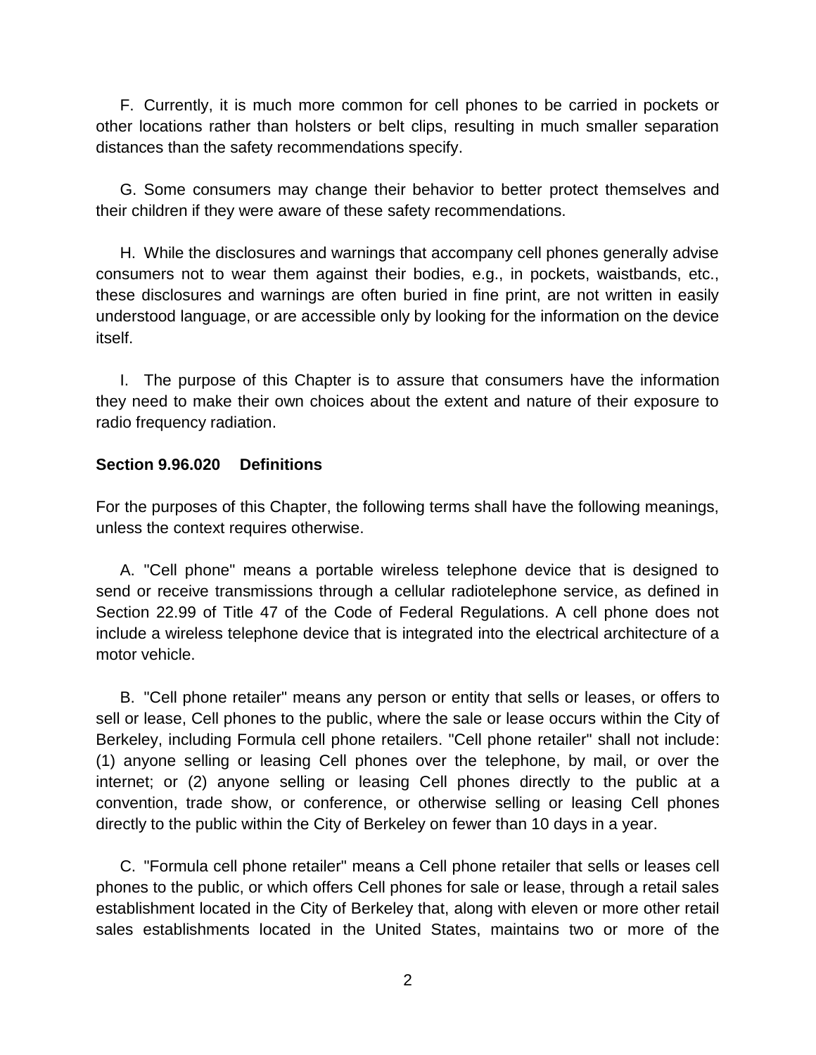F. Currently, it is much more common for cell phones to be carried in pockets or other locations rather than holsters or belt clips, resulting in much smaller separation distances than the safety recommendations specify.

G. Some consumers may change their behavior to better protect themselves and their children if they were aware of these safety recommendations.

H. While the disclosures and warnings that accompany cell phones generally advise consumers not to wear them against their bodies, e.g., in pockets, waistbands, etc., these disclosures and warnings are often buried in fine print, are not written in easily understood language, or are accessible only by looking for the information on the device itself.

I. The purpose of this Chapter is to assure that consumers have the information they need to make their own choices about the extent and nature of their exposure to radio frequency radiation.

**Section 9.96.020 Definitions**

For the purposes of this Chapter, the following terms shall have the following meanings, unless the context requires otherwise.

A. "Cell phone" means a portable wireless telephone device that is designed to send or receive transmissions through a cellular radiotelephone service, as defined in Section 22.99 of Title 47 of the Code of Federal Regulations. A cell phone does not include a wireless telephone device that is integrated into the electrical architecture of a motor vehicle.

B. "Cell phone retailer" means any person or entity that sells or leases, or offers to sell or lease, Cell phones to the public, where the sale or lease occurs within the City of Berkeley, including Formula cell phone retailers. "Cell phone retailer" shall not include: (1) anyone selling or leasing Cell phones over the telephone, by mail, or over the internet; or (2) anyone selling or leasing Cell phones directly to the public at a convention, trade show, or conference, or otherwise selling or leasing Cell phones directly to the public within the City of Berkeley on fewer than 10 days in a year.

C. "Formula cell phone retailer" means a Cell phone retailer that sells or leases cell phones to the public, or which offers Cell phones for sale or lease, through a retail sales establishment located in the City of Berkeley that, along with eleven or more other retail sales establishments located in the United States, maintains two or more of the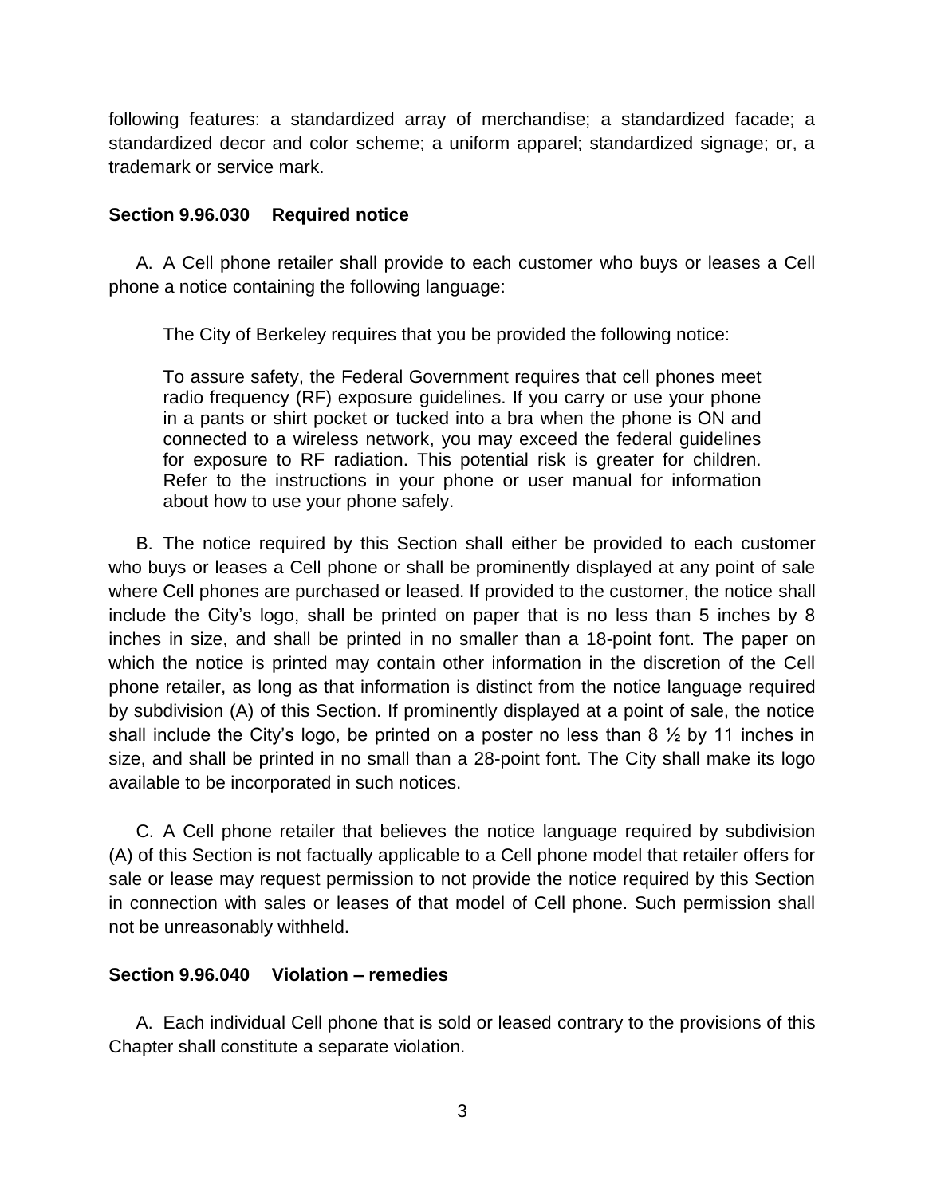following features: a standardized array of merchandise; a standardized facade; a standardized decor and color scheme; a uniform apparel; standardized signage; or, a trademark or service mark.

**Section 9.96.030 Required notice**

A. A Cell phone retailer shall provide to each customer who buys or leases a Cell phone a notice containing the following language:

> The City of Berkeley requires that you be provided the following notice:
>
> To assure safety, the Federal Government requires that cell phones meet radio frequency (RF) exposure guidelines. If you carry or use your phone in a pants or shirt pocket or tucked into a bra when the phone is ON and connected to a wireless network, you may exceed the federal guidelines for exposure to RF radiation. This potential risk is greater for children. Refer to the instructions in your phone or user manual for information about how to use your phone safely.

B. The notice required by this Section shall either be provided to each customer who buys or leases a Cell phone or shall be prominently displayed at any point of sale where Cell phones are purchased or leased. If provided to the customer, the notice shall include the City's logo, shall be printed on paper that is no less than 5 inches by 8 inches in size, and shall be printed in no smaller than a 18-point font. The paper on which the notice is printed may contain other information in the discretion of the Cell phone retailer, as long as that information is distinct from the notice language required by subdivision (A) of this Section. If prominently displayed at a point of sale, the notice shall include the City's logo, be printed on a poster no less than 8 ½ by 11 inches in size, and shall be printed in no small than a 28-point font. The City shall make its logo available to be incorporated in such notices.

C. A Cell phone retailer that believes the notice language required by subdivision (A) of this Section is not factually applicable to a Cell phone model that retailer offers for sale or lease may request permission to not provide the notice required by this Section in connection with sales or leases of that model of Cell phone. Such permission shall not be unreasonably withheld.

**Section 9.96.040 Violation – remedies**

A. Each individual Cell phone that is sold or leased contrary to the provisions of this Chapter shall constitute a separate violation.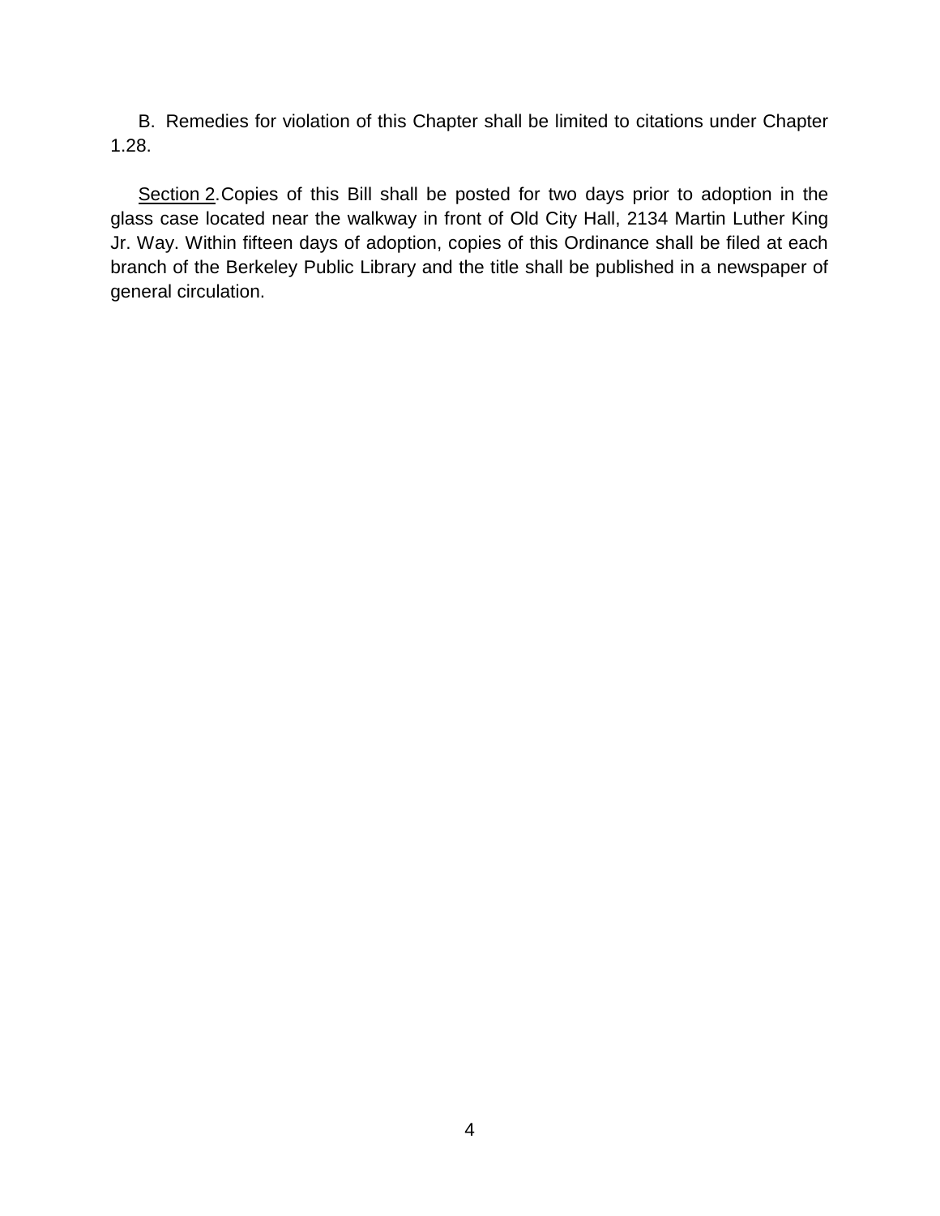B. Remedies for violation of this Chapter shall be limited to citations under Chapter 1.28.

<u>Section 2.</u> Copies of this Bill shall be posted for two days prior to adoption in the glass case located near the walkway in front of Old City Hall, 2134 Martin Luther King Jr. Way. Within fifteen days of adoption, copies of this Ordinance shall be filed at each branch of the Berkeley Public Library and the title shall be published in a newspaper of general circulation.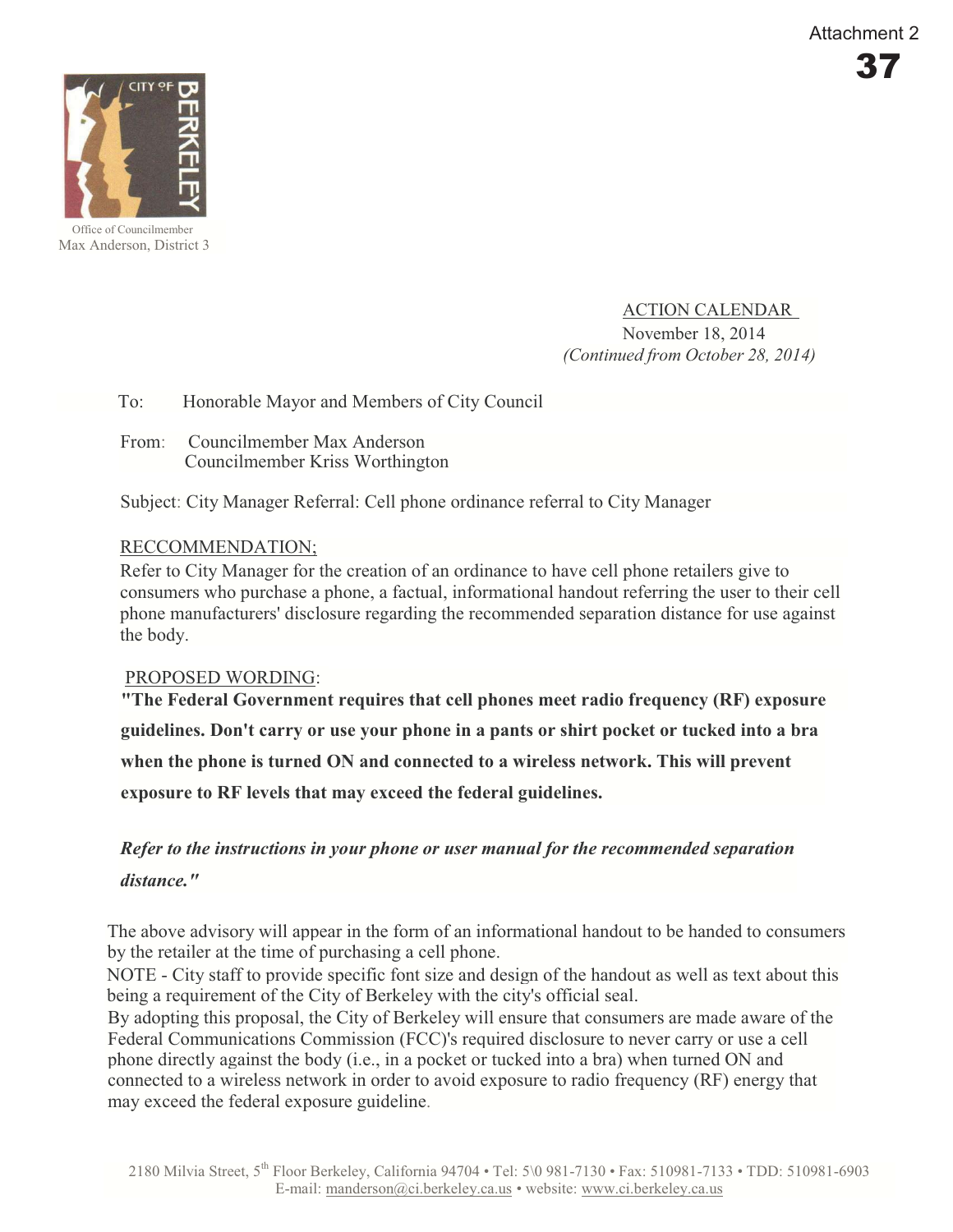Attachment 2

**37**

Office of Councilmember
Max Anderson, District 3

ACTION CALENDAR
November 18, 2014
*(Continued from October 28, 2014)*

To: Honorable Mayor and Members of City Council

From: Councilmember Max Anderson
Councilmember Kriss Worthington

Subject: City Manager Referral: Cell phone ordinance referral to City Manager

RECCOMMENDATION;

Refer to City Manager for the creation of an ordinance to have cell phone retailers give to consumers who purchase a phone, a factual, informational handout referring the user to their cell phone manufacturers' disclosure regarding the recommended separation distance for use against the body.

PROPOSED WORDING:

**"The Federal Government requires that cell phones meet radio frequency (RF) exposure guidelines. Don't carry or use your phone in a pants or shirt pocket or tucked into a bra when the phone is turned ON and connected to a wireless network. This will prevent exposure to RF levels that may exceed the federal guidelines.**

***Refer to the instructions in your phone or user manual for the recommended separation distance."***

The above advisory will appear in the form of an informational handout to be handed to consumers by the retailer at the time of purchasing a cell phone.

NOTE - City staff to provide specific font size and design of the handout as well as text about this being a requirement of the City of Berkeley with the city's official seal.

By adopting this proposal, the City of Berkeley will ensure that consumers are made aware of the Federal Communications Commission (FCC)'s required disclosure to never carry or use a cell phone directly against the body (i.e., in a pocket or tucked into a bra) when turned ON and connected to a wireless network in order to avoid exposure to radio frequency (RF) energy that may exceed the federal exposure guideline.

2180 Milvia Street, 5th Floor Berkeley, California 94704 • Tel: 5\0 981-7130 • Fax: 510981-7133 • TDD: 510981-6903
E-mail: manderson@ci.berkeley.ca.us • website: www.ci.berkeley.ca.us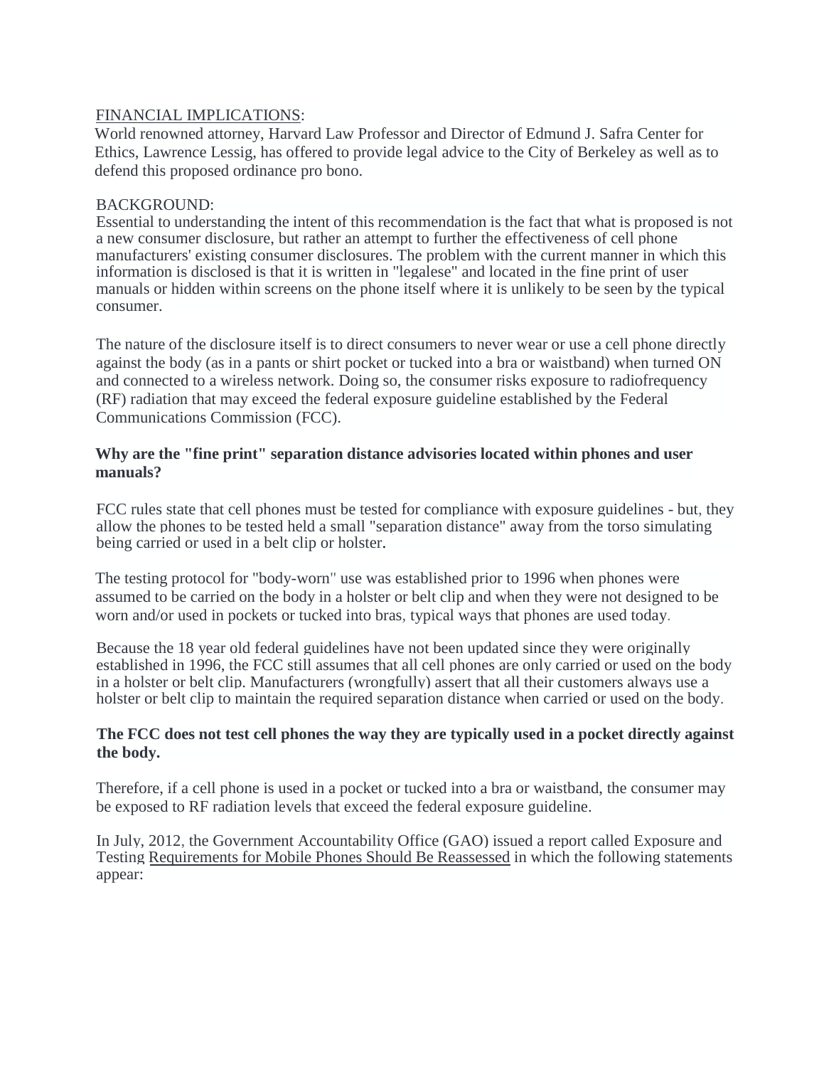FINANCIAL IMPLICATIONS:

World renowned attorney, Harvard Law Professor and Director of Edmund J. Safra Center for Ethics, Lawrence Lessig, has offered to provide legal advice to the City of Berkeley as well as to defend this proposed ordinance pro bono.

BACKGROUND:

Essential to understanding the intent of this recommendation is the fact that what is proposed is not a new consumer disclosure, but rather an attempt to further the effectiveness of cell phone manufacturers' existing consumer disclosures. The problem with the current manner in which this information is disclosed is that it is written in "legalese" and located in the fine print of user manuals or hidden within screens on the phone itself where it is unlikely to be seen by the typical consumer.

The nature of the disclosure itself is to direct consumers to never wear or use a cell phone directly against the body (as in a pants or shirt pocket or tucked into a bra or waistband) when turned ON and connected to a wireless network. Doing so, the consumer risks exposure to radiofrequency (RF) radiation that may exceed the federal exposure guideline established by the Federal Communications Commission (FCC).

**Why are the "fine print" separation distance advisories located within phones and user manuals?**

FCC rules state that cell phones must be tested for compliance with exposure guidelines - but, they allow the phones to be tested held a small "separation distance" away from the torso simulating being carried or used in a belt clip or holster.

The testing protocol for "body-worn" use was established prior to 1996 when phones were assumed to be carried on the body in a holster or belt clip and when they were not designed to be worn and/or used in pockets or tucked into bras, typical ways that phones are used today.

Because the 18 year old federal guidelines have not been updated since they were originally established in 1996, the FCC still assumes that all cell phones are only carried or used on the body in a holster or belt clip. Manufacturers (wrongfully) assert that all their customers always use a holster or belt clip to maintain the required separation distance when carried or used on the body.

**The FCC does not test cell phones the way they are typically used in a pocket directly against the body.**

Therefore, if a cell phone is used in a pocket or tucked into a bra or waistband, the consumer may be exposed to RF radiation levels that exceed the federal exposure guideline.

In July, 2012, the Government Accountability Office (GAO) issued a report called Exposure and Testing Requirements for Mobile Phones Should Be Reassessed in which the following statements appear: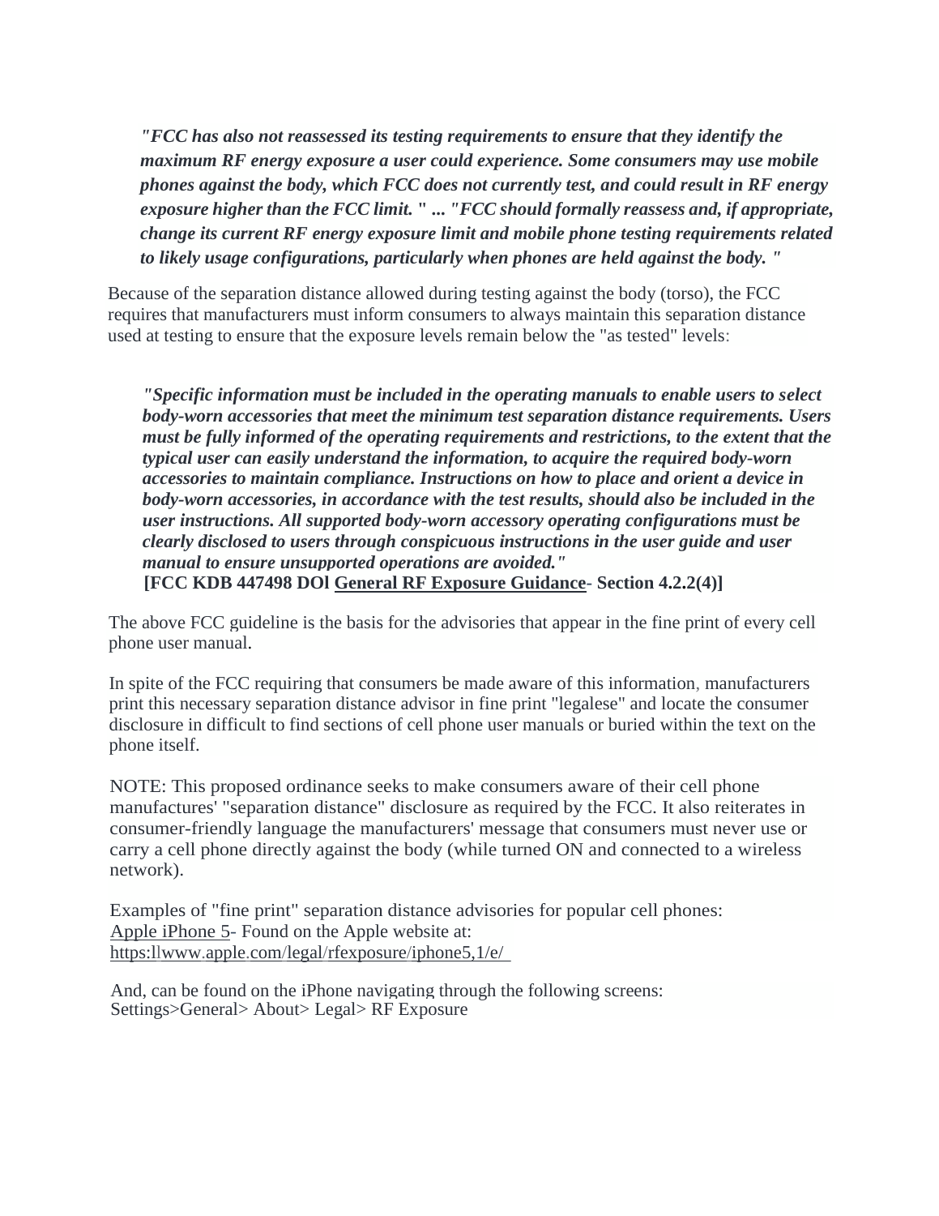*"**FCC has also not reassessed its testing requirements to ensure that they identify the maximum RF energy exposure a user could experience. Some consumers may use mobile phones against the body, which FCC does not currently test, and could result in RF energy exposure higher than the FCC limit.** " ... "**FCC should formally reassess and, if appropriate, change its current RF energy exposure limit and mobile phone testing requirements related to likely usage configurations, particularly when phones are held against the body.** "*

Because of the separation distance allowed during testing against the body (torso), the FCC requires that manufacturers must inform consumers to always maintain this separation distance used at testing to ensure that the exposure levels remain below the "as tested" levels:

***"Specific information must be included in the operating manuals to enable users to select body-worn accessories that meet the minimum test separation distance requirements. Users must be fully informed of the operating requirements and restrictions, to the extent that the typical user can easily understand the information, to acquire the required body-worn accessories to maintain compliance. Instructions on how to place and orient a device in body-worn accessories, in accordance with the test results, should also be included in the user instructions. All supported body-worn accessory operating configurations must be clearly disclosed to users through conspicuous instructions in the user guide and user manual to ensure unsupported operations are avoided."***
**[FCC KDB 447498 DOl General RF Exposure Guidance- Section 4.2.2(4)]**

The above FCC guideline is the basis for the advisories that appear in the fine print of every cell phone user manual.

In spite of the FCC requiring that consumers be made aware of this information, manufacturers print this necessary separation distance advisor in fine print "legalese" and locate the consumer disclosure in difficult to find sections of cell phone user manuals or buried within the text on the phone itself.

NOTE: This proposed ordinance seeks to make consumers aware of their cell phone manufactures' "separation distance" disclosure as required by the FCC. It also reiterates in consumer-friendly language the manufacturers' message that consumers must never use or carry a cell phone directly against the body (while turned ON and connected to a wireless network).

Examples of "fine print" separation distance advisories for popular cell phones:
Apple iPhone 5- Found on the Apple website at:
https:llwww.apple.com/legal/rfexposure/iphone5,1/e/

And, can be found on the iPhone navigating through the following screens:
Settings>General> About> Legal> RF Exposure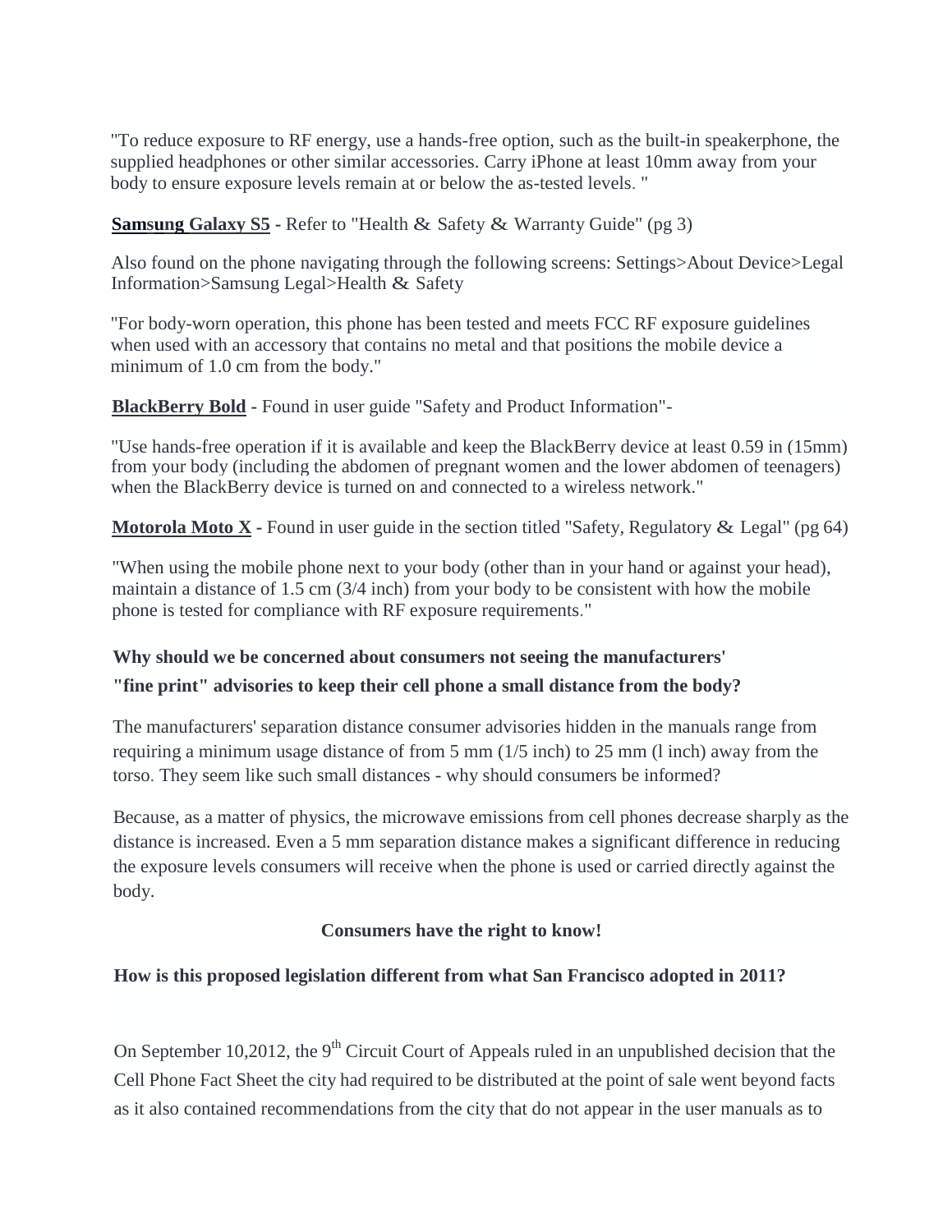"To reduce exposure to RF energy, use a hands-free option, such as the built-in speakerphone, the supplied headphones or other similar accessories. Carry iPhone at least 10mm away from your body to ensure exposure levels remain at or below the as-tested levels. "

**Samsung Galaxy S5** - Refer to "Health & Safety & Warranty Guide" (pg 3)

Also found on the phone navigating through the following screens: Settings>About Device>Legal Information>Samsung Legal>Health & Safety

"For body-worn operation, this phone has been tested and meets FCC RF exposure guidelines when used with an accessory that contains no metal and that positions the mobile device a minimum of 1.0 cm from the body."

**BlackBerry Bold** - Found in user guide "Safety and Product Information"-

"Use hands-free operation if it is available and keep the BlackBerry device at least 0.59 in (15mm) from your body (including the abdomen of pregnant women and the lower abdomen of teenagers) when the BlackBerry device is turned on and connected to a wireless network."

**Motorola Moto X** - Found in user guide in the section titled "Safety, Regulatory & Legal" (pg 64)

"When using the mobile phone next to your body (other than in your hand or against your head), maintain a distance of 1.5 cm (3/4 inch) from your body to be consistent with how the mobile phone is tested for compliance with RF exposure requirements."

**Why should we be concerned about consumers not seeing the manufacturers' "fine print" advisories to keep their cell phone a small distance from the body?**

The manufacturers' separation distance consumer advisories hidden in the manuals range from requiring a minimum usage distance of from 5 mm (1/5 inch) to 25 mm (l inch) away from the torso. They seem like such small distances - why should consumers be informed?

Because, as a matter of physics, the microwave emissions from cell phones decrease sharply as the distance is increased. Even a 5 mm separation distance makes a significant difference in reducing the exposure levels consumers will receive when the phone is used or carried directly against the body.

**Consumers have the right to know!**

**How is this proposed legislation different from what San Francisco adopted in 2011?**

On September 10,2012, the 9th Circuit Court of Appeals ruled in an unpublished decision that the Cell Phone Fact Sheet the city had required to be distributed at the point of sale went beyond facts as it also contained recommendations from the city that do not appear in the user manuals as to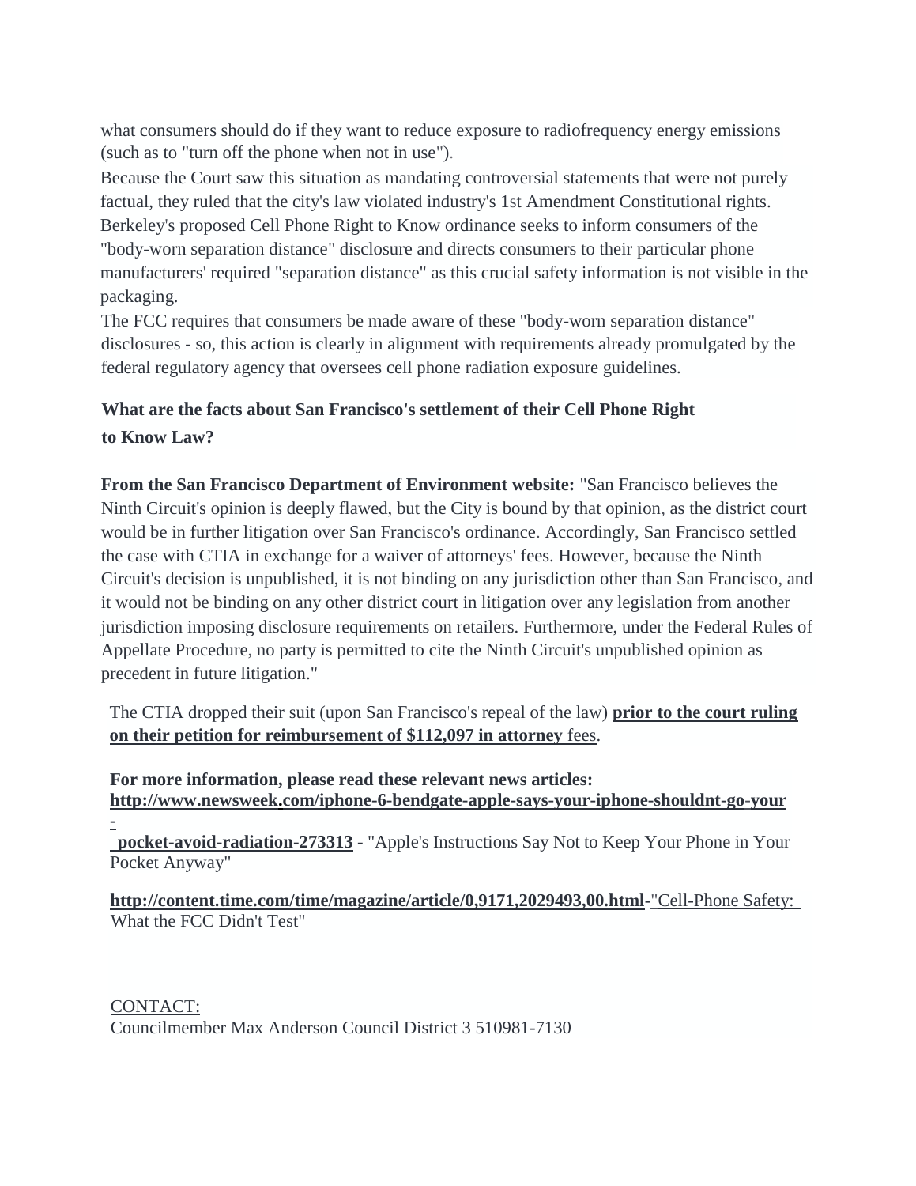what consumers should do if they want to reduce exposure to radiofrequency energy emissions (such as to "turn off the phone when not in use").

Because the Court saw this situation as mandating controversial statements that were not purely factual, they ruled that the city's law violated industry's 1st Amendment Constitutional rights.

Berkeley's proposed Cell Phone Right to Know ordinance seeks to inform consumers of the "body-worn separation distance" disclosure and directs consumers to their particular phone manufacturers' required "separation distance" as this crucial safety information is not visible in the packaging.

The FCC requires that consumers be made aware of these "body-worn separation distance" disclosures - so, this action is clearly in alignment with requirements already promulgated by the federal regulatory agency that oversees cell phone radiation exposure guidelines.

### What are the facts about San Francisco's settlement of their Cell Phone Right to Know Law?

**From the San Francisco Department of Environment website:** "San Francisco believes the Ninth Circuit's opinion is deeply flawed, but the City is bound by that opinion, as the district court would be in further litigation over San Francisco's ordinance. Accordingly, San Francisco settled the case with CTIA in exchange for a waiver of attorneys' fees. However, because the Ninth Circuit's decision is unpublished, it is not binding on any jurisdiction other than San Francisco, and it would not be binding on any other district court in litigation over any legislation from another jurisdiction imposing disclosure requirements on retailers. Furthermore, under the Federal Rules of Appellate Procedure, no party is permitted to cite the Ninth Circuit's unpublished opinion as precedent in future litigation."

The CTIA dropped their suit (upon San Francisco's repeal of the law) **prior to the court ruling on their petition for reimbursement of $112,097 in attorney** fees.

**For more information, please read these relevant news articles:**
**http://www.newsweek.com/iphone-6-bendgate-apple-says-your-iphone-shouldnt-go-your-pocket-avoid-radiation-273313** - "Apple's Instructions Say Not to Keep Your Phone in Your Pocket Anyway"

**http://content.time.com/time/magazine/article/0,9171,2029493,00.html**-"Cell-Phone Safety: What the FCC Didn't Test"

CONTACT:
Councilmember Max Anderson Council District 3 510981-7130